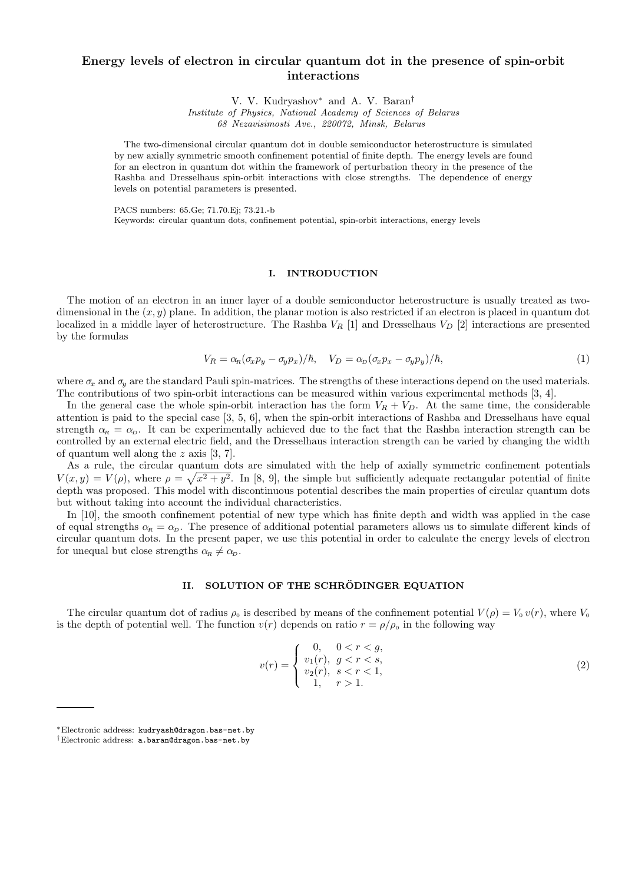# Energy levels of electron in circular quantum dot in the presence of spin-orbit interactions

V. V. Kudryashov* and A. V. Baran†

*Institute of Physics, National Academy of Sciences of Belarus*
*68 Nezavisimosti Ave., 220072, Minsk, Belarus*

The two-dimensional circular quantum dot in double semiconductor heterostructure is simulated by new axially symmetric smooth confinement potential of finite depth. The energy levels are found for an electron in quantum dot within the framework of perturbation theory in the presence of the Rashba and Dresselhaus spin-orbit interactions with close strengths. The dependence of energy levels on potential parameters is presented.

PACS numbers: 65.Ge; 71.70.Ej; 73.21.-b
Keywords: circular quantum dots, confinement potential, spin-orbit interactions, energy levels

## I. INTRODUCTION

The motion of an electron in an inner layer of a double semiconductor heterostructure is usually treated as two-dimensional in the $(x, y)$ plane. In addition, the planar motion is also restricted if an electron is placed in quantum dot localized in a middle layer of heterostructure. The Rashba $V_R$ [1] and Dresselhaus $V_D$ [2] interactions are presented by the formulas

$$V_R = \alpha_R(\sigma_x p_y - \sigma_y p_x)/\hbar, \quad V_D = \alpha_D(\sigma_x p_x - \sigma_y p_y)/\hbar, \tag{1}$$

where $\sigma_x$ and $\sigma_y$ are the standard Pauli spin-matrices. The strengths of these interactions depend on the used materials. The contributions of two spin-orbit interactions can be measured within various experimental methods [3, 4].

In the general case the whole spin-orbit interaction has the form $V_R + V_D$. At the same time, the considerable attention is paid to the special case [3, 5, 6], when the spin-orbit interactions of Rashba and Dresselhaus have equal strength $\alpha_R = \alpha_D$. It can be experimentally achieved due to the fact that the Rashba interaction strength can be controlled by an external electric field, and the Dresselhaus interaction strength can be varied by changing the width of quantum well along the $z$ axis [3, 7].

As a rule, the circular quantum dots are simulated with the help of axially symmetric confinement potentials $V(x, y) = V(\rho)$, where $\rho = \sqrt{x^2 + y^2}$. In [8, 9], the simple but sufficiently adequate rectangular potential of finite depth was proposed. This model with discontinuous potential describes the main properties of circular quantum dots but without taking into account the individual characteristics.

In [10], the smooth confinement potential of new type which has finite depth and width was applied in the case of equal strengths $\alpha_R = \alpha_D$. The presence of additional potential parameters allows us to simulate different kinds of circular quantum dots. In the present paper, we use this potential in order to calculate the energy levels of electron for unequal but close strengths $\alpha_R \neq \alpha_D$.

## II. SOLUTION OF THE SCHRÖDINGER EQUATION

The circular quantum dot of radius $\rho_0$ is described by means of the confinement potential $V(\rho) = V_0\, v(r)$, where $V_0$ is the depth of potential well. The function $v(r)$ depends on ratio $r = \rho/\rho_0$ in the following way

$$v(r) = \begin{cases} 0, & 0 < r < g, \\ v_1(r), & g < r < s, \\ v_2(r), & s < r < 1, \\ 1, & r > 1. \end{cases} \tag{2}$$

---

*Electronic address: kudryash@dragon.bas-net.by
†Electronic address: a.baran@dragon.bas-net.by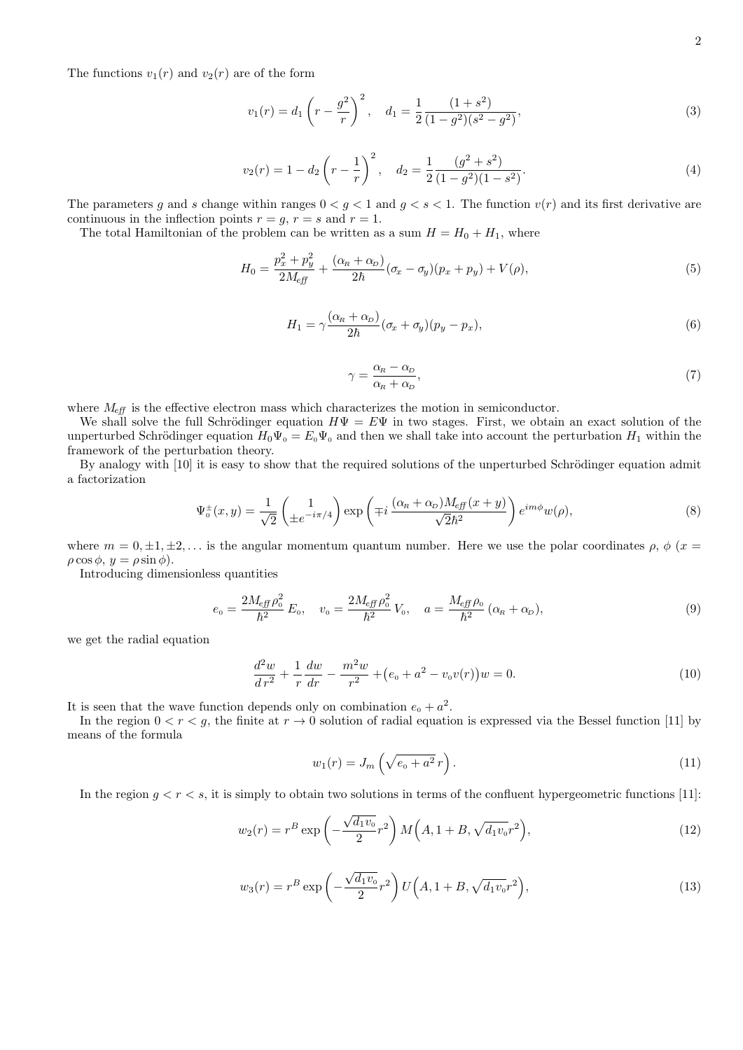The functions $v_1(r)$ and $v_2(r)$ are of the form

$$v_1(r) = d_1 \left( r - \frac{g^2}{r} \right)^2, \quad d_1 = \frac{1}{2} \frac{(1+s^2)}{(1-g^2)(s^2-g^2)}, \tag{3}$$

$$v_2(r) = 1 - d_2 \left( r - \frac{1}{r} \right)^2, \quad d_2 = \frac{1}{2} \frac{(g^2+s^2)}{(1-g^2)(1-s^2)}. \tag{4}$$

The parameters $g$ and $s$ change within ranges $0 < g < 1$ and $g < s < 1$. The function $v(r)$ and its first derivative are continuous in the inflection points $r = g$, $r = s$ and $r = 1$.

The total Hamiltonian of the problem can be written as a sum $H = H_0 + H_1$, where

$$H_0 = \frac{p_x^2 + p_y^2}{2M_{\mathit{eff}}} + \frac{(\alpha_R + \alpha_D)}{2\hbar}(\sigma_x - \sigma_y)(p_x + p_y) + V(\rho), \tag{5}$$

$$H_1 = \gamma \frac{(\alpha_R + \alpha_D)}{2\hbar}(\sigma_x + \sigma_y)(p_y - p_x), \tag{6}$$

$$\gamma = \frac{\alpha_R - \alpha_D}{\alpha_R + \alpha_D}, \tag{7}$$

where $M_{\mathit{eff}}$ is the effective electron mass which characterizes the motion in semiconductor.

We shall solve the full Schrödinger equation $H\Psi = E\Psi$ in two stages. First, we obtain an exact solution of the unperturbed Schrödinger equation $H_0\Psi_0 = E_0\Psi_0$ and then we shall take into account the perturbation $H_1$ within the framework of the perturbation theory.

By analogy with [10] it is easy to show that the required solutions of the unperturbed Schrödinger equation admit a factorization

$$\Psi_0^{\pm}(x,y) = \frac{1}{\sqrt{2}} \begin{pmatrix} 1 \\ \pm e^{-i\pi/4} \end{pmatrix} \exp\left( \mp i \, \frac{(\alpha_R + \alpha_D) M_{\mathit{eff}}(x+y)}{\sqrt{2}\hbar^2} \right) e^{im\phi} w(\rho), \tag{8}$$

where $m = 0, \pm 1, \pm 2, \ldots$ is the angular momentum quantum number. Here we use the polar coordinates $\rho$, $\phi$ ($x = \rho\cos\phi$, $y = \rho\sin\phi$).

Introducing dimensionless quantities

$$e_0 = \frac{2M_{\mathit{eff}}\rho_0^2}{\hbar^2} E_0, \quad v_0 = \frac{2M_{\mathit{eff}}\rho_0^2}{\hbar^2} V_0, \quad a = \frac{M_{\mathit{eff}}\rho_0}{\hbar^2}(\alpha_R + \alpha_D), \tag{9}$$

we get the radial equation

$$\frac{d^2 w}{d r^2} + \frac{1}{r}\frac{dw}{dr} - \frac{m^2 w}{r^2} + \big(e_0 + a^2 - v_0 v(r)\big) w = 0. \tag{10}$$

It is seen that the wave function depends only on combination $e_0 + a^2$.

In the region $0 < r < g$, the finite at $r \to 0$ solution of radial equation is expressed via the Bessel function [11] by means of the formula

$$w_1(r) = J_m\left(\sqrt{e_0 + a^2}\, r\right). \tag{11}$$

In the region $g < r < s$, it is simply to obtain two solutions in terms of the confluent hypergeometric functions [11]:

$$w_2(r) = r^B \exp\left( -\frac{\sqrt{d_1 v_0}}{2} r^2 \right) M\Big(A, 1+B, \sqrt{d_1 v_0}\, r^2\Big), \tag{12}$$

$$w_3(r) = r^B \exp\left( -\frac{\sqrt{d_1 v_0}}{2} r^2 \right) U\Big(A, 1+B, \sqrt{d_1 v_0}\, r^2\Big), \tag{13}$$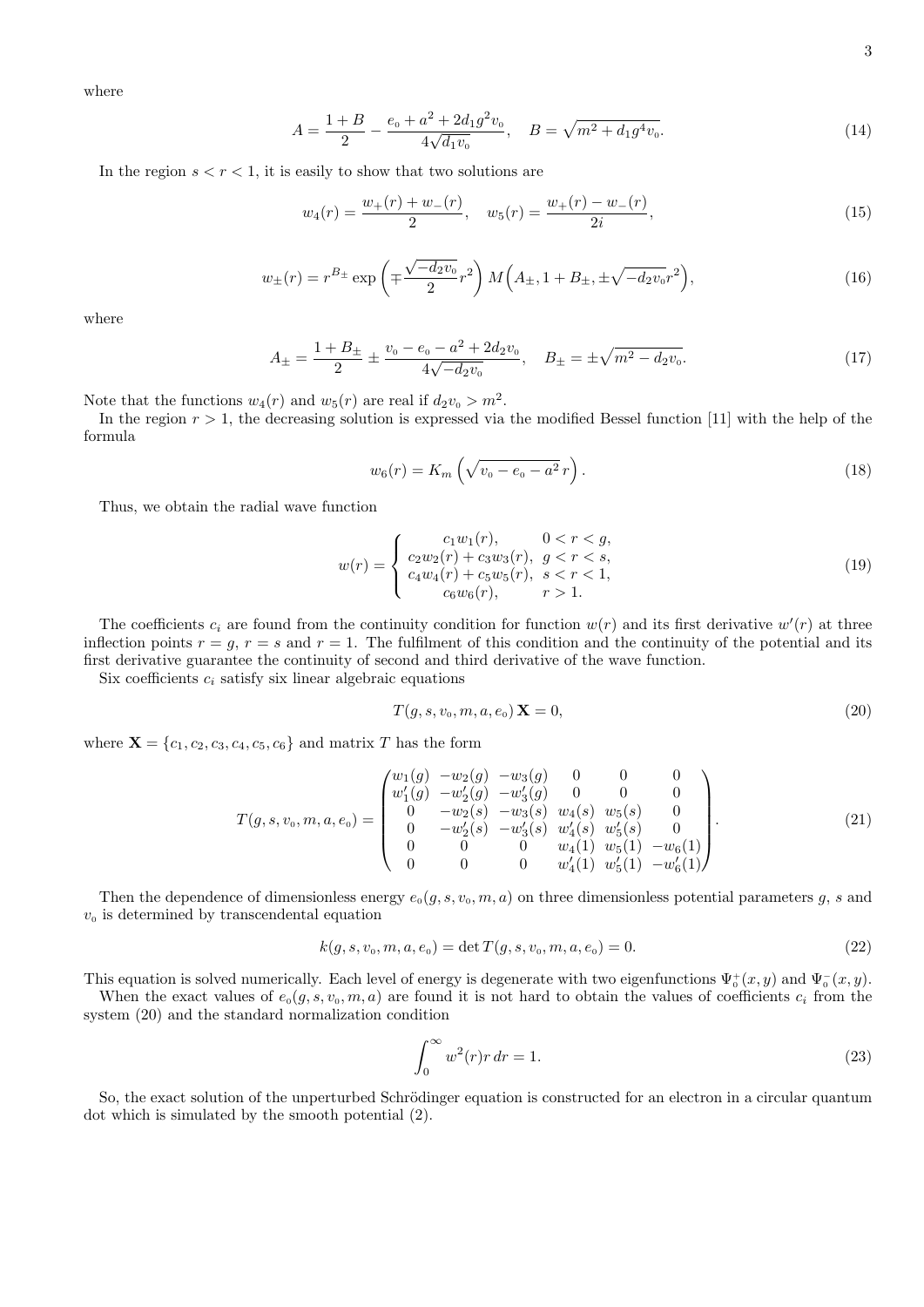where

$$A = \frac{1+B}{2} - \frac{e_0 + a^2 + 2d_1 g^2 v_0}{4\sqrt{d_1 v_0}}, \quad B = \sqrt{m^2 + d_1 g^4 v_0}. \tag{14}$$

In the region $s < r < 1$, it is easily to show that two solutions are

$$w_4(r) = \frac{w_+(r) + w_-(r)}{2}, \quad w_5(r) = \frac{w_+(r) - w_-(r)}{2i}, \tag{15}$$

$$w_\pm(r) = r^{B_\pm} \exp\left(\mp \frac{\sqrt{-d_2 v_0}}{2} r^2\right) M\Big(A_\pm, 1 + B_\pm, \pm\sqrt{-d_2 v_0} r^2\Big), \tag{16}$$

where

$$A_\pm = \frac{1+B_\pm}{2} \pm \frac{v_0 - e_0 - a^2 + 2d_2 v_0}{4\sqrt{-d_2 v_0}}, \quad B_\pm = \pm\sqrt{m^2 - d_2 v_0}. \tag{17}$$

Note that the functions $w_4(r)$ and $w_5(r)$ are real if $d_2 v_0 > m^2$.

In the region $r > 1$, the decreasing solution is expressed via the modified Bessel function [11] with the help of the formula

$$w_6(r) = K_m\left(\sqrt{v_0 - e_0 - a^2}\, r\right). \tag{18}$$

Thus, we obtain the radial wave function

$$w(r) = \begin{cases} c_1 w_1(r), & 0 < r < g, \\ c_2 w_2(r) + c_3 w_3(r), & g < r < s, \\ c_4 w_4(r) + c_5 w_5(r), & s < r < 1, \\ c_6 w_6(r), & r > 1. \end{cases} \tag{19}$$

The coefficients $c_i$ are found from the continuity condition for function $w(r)$ and its first derivative $w'(r)$ at three inflection points $r = g$, $r = s$ and $r = 1$. The fulfilment of this condition and the continuity of the potential and its first derivative guarantee the continuity of second and third derivative of the wave function.

Six coefficients $c_i$ satisfy six linear algebraic equations

$$T(g, s, v_0, m, a, e_0)\,\mathbf{X} = 0, \tag{20}$$

where $\mathbf{X} = \{c_1, c_2, c_3, c_4, c_5, c_6\}$ and matrix $T$ has the form

$$T(g, s, v_0, m, a, e_0) = \begin{pmatrix} w_1(g) & -w_2(g) & -w_3(g) & 0 & 0 & 0 \\ w_1'(g) & -w_2'(g) & -w_3'(g) & 0 & 0 & 0 \\ 0 & -w_2(s) & -w_3(s) & w_4(s) & w_5(s) & 0 \\ 0 & -w_2'(s) & -w_3'(s) & w_4'(s) & w_5'(s) & 0 \\ 0 & 0 & 0 & w_4(1) & w_5(1) & -w_6(1) \\ 0 & 0 & 0 & w_4'(1) & w_5'(1) & -w_6'(1) \end{pmatrix}. \tag{21}$$

Then the dependence of dimensionless energy $e_0(g, s, v_0, m, a)$ on three dimensionless potential parameters $g$, $s$ and $v_0$ is determined by transcendental equation

$$k(g, s, v_0, m, a, e_0) = \det T(g, s, v_0, m, a, e_0) = 0. \tag{22}$$

This equation is solved numerically. Each level of energy is degenerate with two eigenfunctions $\Psi_0^+(x, y)$ and $\Psi_0^-(x, y)$.

When the exact values of $e_0(g, s, v_0, m, a)$ are found it is not hard to obtain the values of coefficients $c_i$ from the system (20) and the standard normalization condition

$$\int_0^\infty w^2(r) r\, dr = 1. \tag{23}$$

So, the exact solution of the unperturbed Schrödinger equation is constructed for an electron in a circular quantum dot which is simulated by the smooth potential (2).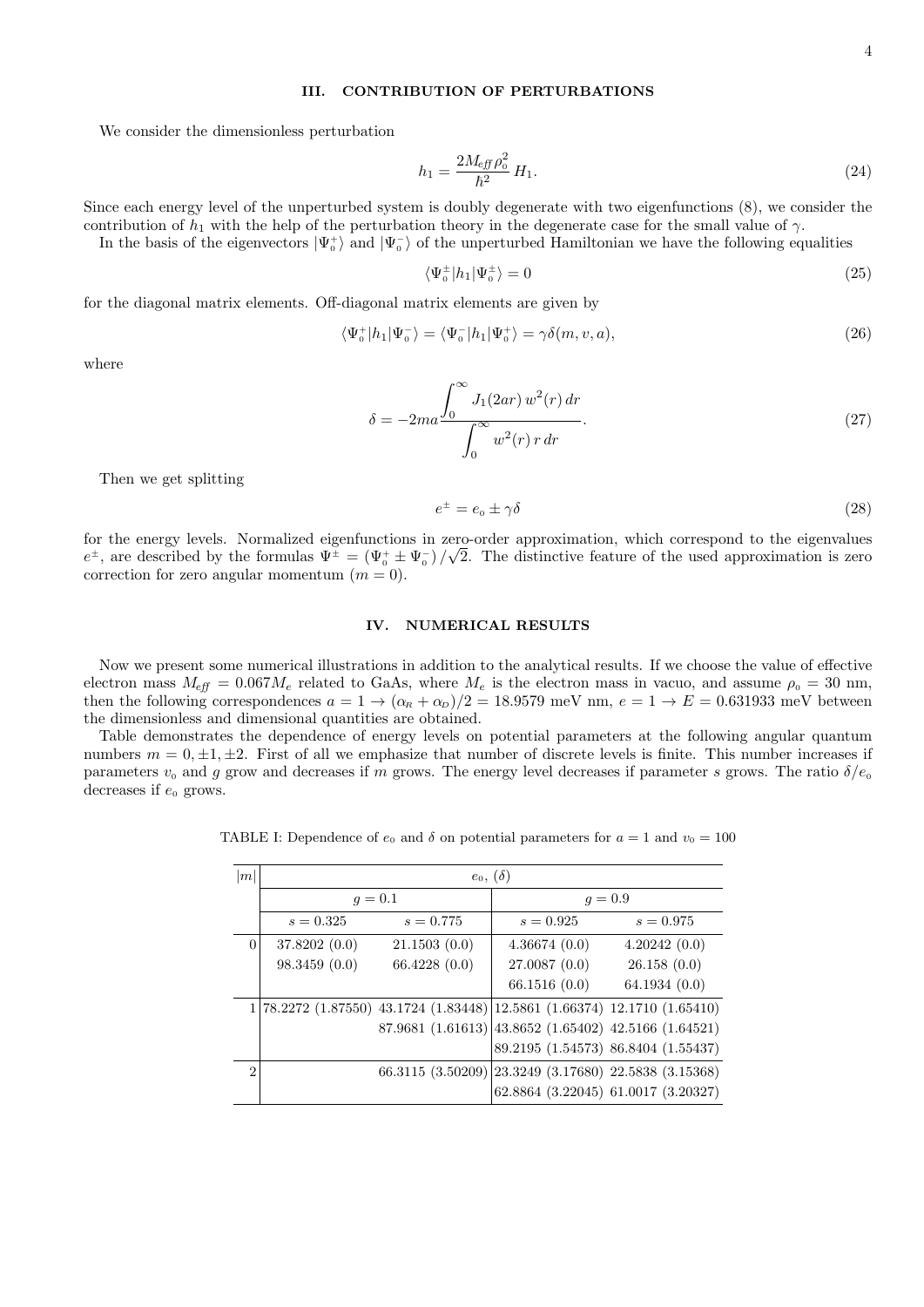## III. CONTRIBUTION OF PERTURBATIONS

We consider the dimensionless perturbation

$$h_1 = \frac{2M_{eff}\,\rho_0^2}{\hbar^2}\,H_1. \tag{24}$$

Since each energy level of the unperturbed system is doubly degenerate with two eigenfunctions (8), we consider the contribution of $h_1$ with the help of the perturbation theory in the degenerate case for the small value of $\gamma$.

In the basis of the eigenvectors $|\Psi_0^+\rangle$ and $|\Psi_0^-\rangle$ of the unperturbed Hamiltonian we have the following equalities

$$\langle\Psi_0^\pm|h_1|\Psi_0^\pm\rangle = 0 \tag{25}$$

for the diagonal matrix elements. Off-diagonal matrix elements are given by

$$\langle\Psi_0^+|h_1|\Psi_0^-\rangle = \langle\Psi_0^-|h_1|\Psi_0^+\rangle = \gamma\delta(m,v,a), \tag{26}$$

where

$$\delta = -2ma\frac{\displaystyle\int_0^\infty J_1(2ar)\,w^2(r)\,dr}{\displaystyle\int_0^\infty w^2(r)\,r\,dr}. \tag{27}$$

Then we get splitting

$$e^\pm = e_0 \pm \gamma\delta \tag{28}$$

for the energy levels. Normalized eigenfunctions in zero-order approximation, which correspond to the eigenvalues $e^\pm$, are described by the formulas $\Psi^\pm = (\Psi_0^+ \pm \Psi_0^-)/\sqrt{2}$. The distinctive feature of the used approximation is zero correction for zero angular momentum ($m = 0$).

## IV. NUMERICAL RESULTS

Now we present some numerical illustrations in addition to the analytical results. If we choose the value of effective electron mass $M_{eff} = 0.067M_e$ related to GaAs, where $M_e$ is the electron mass in vacuo, and assume $\rho_0 = 30$ nm, then the following correspondences $a = 1 \to (\alpha_R + \alpha_D)/2 = 18.9579$ meV nm, $e = 1 \to E = 0.631933$ meV between the dimensionless and dimensional quantities are obtained.

Table demonstrates the dependence of energy levels on potential parameters at the following angular quantum numbers $m = 0, \pm1, \pm2$. First of all we emphasize that number of discrete levels is finite. This number increases if parameters $v_0$ and $g$ grow and decreases if $m$ grows. The energy level decreases if parameter $s$ grows. The ratio $\delta/e_0$ decreases if $e_0$ grows.

TABLE I: Dependence of $e_0$ and $\delta$ on potential parameters for $a = 1$ and $v_0 = 100$

| $\lvert m\rvert$ | $e_0$, ($\delta$) | | | |
|---|---|---|---|---|
| | $g = 0.1$ | | $g = 0.9$ | |
| | $s = 0.325$ | $s = 0.775$ | $s = 0.925$ | $s = 0.975$ |
| 0 | 37.8202 (0.0) | 21.1503 (0.0) | 4.36674 (0.0) | 4.20242 (0.0) |
| | 98.3459 (0.0) | 66.4228 (0.0) | 27.0087 (0.0) | 26.158 (0.0) |
| | | | 66.1516 (0.0) | 64.1934 (0.0) |
| 1 | 78.2272 (1.87550) | 43.1724 (1.83448) | 12.5861 (1.66374) | 12.1710 (1.65410) |
| | | 87.9681 (1.61613) | 43.8652 (1.65402) | 42.5166 (1.64521) |
| | | | 89.2195 (1.54573) | 86.8404 (1.55437) |
| 2 | | 66.3115 (3.50209) | 23.3249 (3.17680) | 22.5838 (3.15368) |
| | | | 62.8864 (3.22045) | 61.0017 (3.20327) |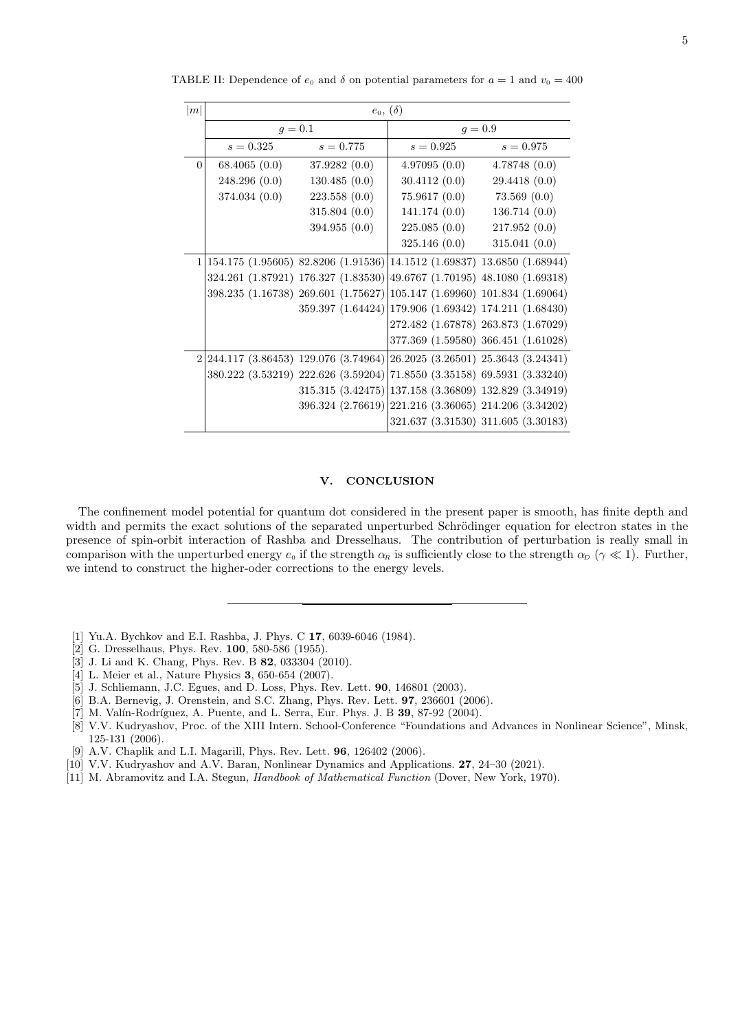TABLE II: Dependence of $e_0$ and $\delta$ on potential parameters for $a = 1$ and $v_0 = 400$

| $\lvert m\rvert$ | $e_0$, ($\delta$) | | | |
|---|---|---|---|---|
| | $g = 0.1$ | | $g = 0.9$ | |
| | $s = 0.325$ | $s = 0.775$ | $s = 0.925$ | $s = 0.975$ |
| 0 | 68.4065 (0.0) | 37.9282 (0.0) | 4.97095 (0.0) | 4.78748 (0.0) |
| | 248.296 (0.0) | 130.485 (0.0) | 30.4112 (0.0) | 29.4418 (0.0) |
| | 374.034 (0.0) | 223.558 (0.0) | 75.9617 (0.0) | 73.569 (0.0) |
| | | 315.804 (0.0) | 141.174 (0.0) | 136.714 (0.0) |
| | | 394.955 (0.0) | 225.085 (0.0) | 217.952 (0.0) |
| | | | 325.146 (0.0) | 315.041 (0.0) |
| 1 | 154.175 (1.95605) | 82.8206 (1.91536) | 14.1512 (1.69837) | 13.6850 (1.68944) |
| | 324.261 (1.87921) | 176.327 (1.83530) | 49.6767 (1.70195) | 48.1080 (1.69318) |
| | 398.235 (1.16738) | 269.601 (1.75627) | 105.147 (1.69960) | 101.834 (1.69064) |
| | | 359.397 (1.64424) | 179.906 (1.69342) | 174.211 (1.68430) |
| | | | 272.482 (1.67878) | 263.873 (1.67029) |
| | | | 377.369 (1.59580) | 366.451 (1.61028) |
| 2 | 244.117 (3.86453) | 129.076 (3.74964) | 26.2025 (3.26501) | 25.3643 (3.24341) |
| | 380.222 (3.53219) | 222.626 (3.59204) | 71.8550 (3.35158) | 69.5931 (3.33240) |
| | | 315.315 (3.42475) | 137.158 (3.36809) | 132.829 (3.34919) |
| | | 396.324 (2.76619) | 221.216 (3.36065) | 214.206 (3.34202) |
| | | | 321.637 (3.31530) | 311.605 (3.30183) |

## V. CONCLUSION

The confinement model potential for quantum dot considered in the present paper is smooth, has finite depth and width and permits the exact solutions of the separated unperturbed Schrödinger equation for electron states in the presence of spin-orbit interaction of Rashba and Dresselhaus. The contribution of perturbation is really small in comparison with the unperturbed energy $e_0$ if the strength $\alpha_R$ is sufficiently close to the strength $\alpha_D$ ($\gamma \ll 1$). Further, we intend to construct the higher-oder corrections to the energy levels.

---

[1] Yu.A. Bychkov and E.I. Rashba, J. Phys. C **17**, 6039-6046 (1984).
[2] G. Dresselhaus, Phys. Rev. **100**, 580-586 (1955).
[3] J. Li and K. Chang, Phys. Rev. B **82**, 033304 (2010).
[4] L. Meier et al., Nature Physics **3**, 650-654 (2007).
[5] J. Schliemann, J.C. Egues, and D. Loss, Phys. Rev. Lett. **90**, 146801 (2003).
[6] B.A. Bernevig, J. Orenstein, and S.C. Zhang, Phys. Rev. Lett. **97**, 236601 (2006).
[7] M. Valín-Rodríguez, A. Puente, and L. Serra, Eur. Phys. J. B **39**, 87-92 (2004).
[8] V.V. Kudryashov, Proc. of the XIII Intern. School-Conference "Foundations and Advances in Nonlinear Science", Minsk, 125-131 (2006).
[9] A.V. Chaplik and L.I. Magarill, Phys. Rev. Lett. **96**, 126402 (2006).
[10] V.V. Kudryashov and A.V. Baran, Nonlinear Dynamics and Applications. **27**, 24–30 (2021).
[11] M. Abramovitz and I.A. Stegun, *Handbook of Mathematical Function* (Dover, New York, 1970).